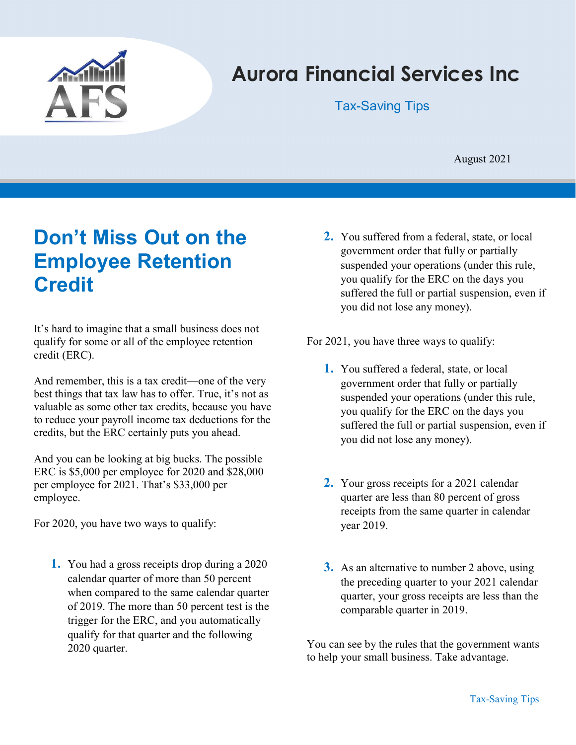# Aurora Financial Services Inc

Tax-Saving Tips

August 2021

## Don't Miss Out on the Employee Retention Credit

It's hard to imagine that a small business does not qualify for some or all of the employee retention credit (ERC).

And remember, this is a tax credit—one of the very best things that tax law has to offer. True, it's not as valuable as some other tax credits, because you have to reduce your payroll income tax deductions for the credits, but the ERC certainly puts you ahead.

And you can be looking at big bucks. The possible ERC is $5,000 per employee for 2020 and $28,000 per employee for 2021. That's $33,000 per employee.

For 2020, you have two ways to qualify:

1. You had a gross receipts drop during a 2020 calendar quarter of more than 50 percent when compared to the same calendar quarter of 2019. The more than 50 percent test is the trigger for the ERC, and you automatically qualify for that quarter and the following 2020 quarter.
2. You suffered from a federal, state, or local government order that fully or partially suspended your operations (under this rule, you qualify for the ERC on the days you suffered the full or partial suspension, even if you did not lose any money).

For 2021, you have three ways to qualify:

1. You suffered a federal, state, or local government order that fully or partially suspended your operations (under this rule, you qualify for the ERC on the days you suffered the full or partial suspension, even if you did not lose any money).
2. Your gross receipts for a 2021 calendar quarter are less than 80 percent of gross receipts from the same quarter in calendar year 2019.
3. As an alternative to number 2 above, using the preceding quarter to your 2021 calendar quarter, your gross receipts are less than the comparable quarter in 2019.

You can see by the rules that the government wants to help your small business. Take advantage.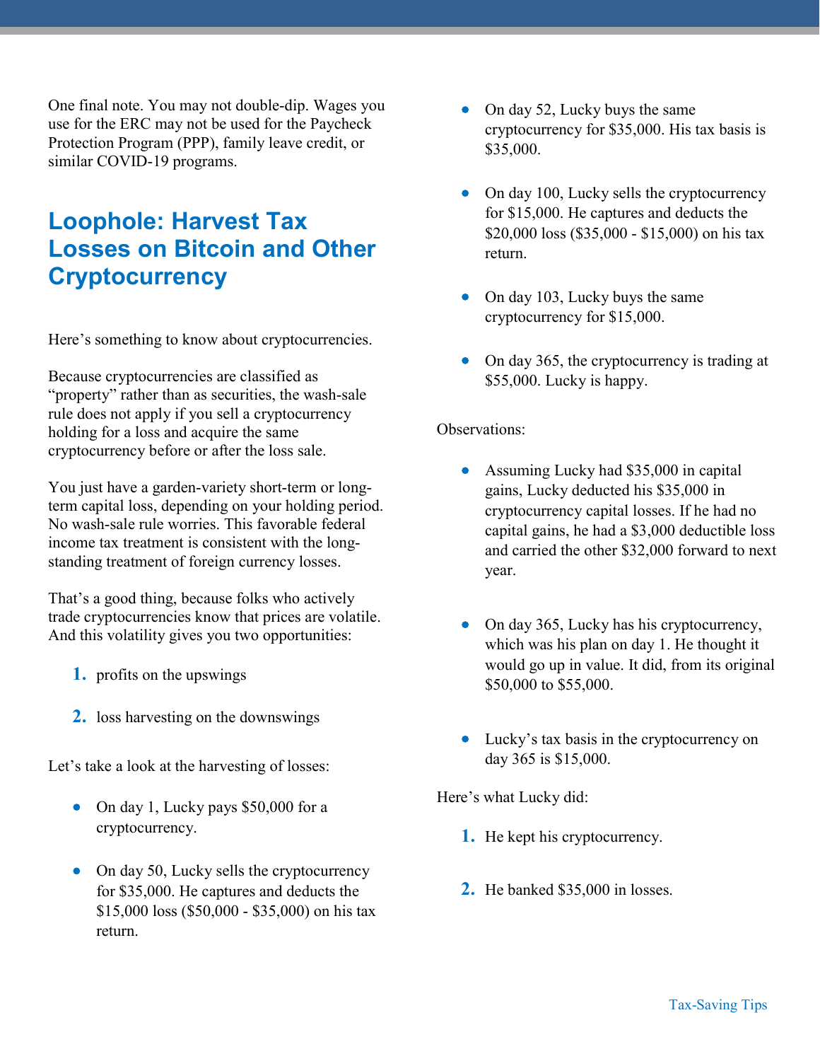One final note. You may not double-dip. Wages you use for the ERC may not be used for the Paycheck Protection Program (PPP), family leave credit, or similar COVID-19 programs.

## Loophole: Harvest Tax Losses on Bitcoin and Other Cryptocurrency

Here's something to know about cryptocurrencies.

Because cryptocurrencies are classified as "property" rather than as securities, the wash-sale rule does not apply if you sell a cryptocurrency holding for a loss and acquire the same cryptocurrency before or after the loss sale.

You just have a garden-variety short-term or long-term capital loss, depending on your holding period. No wash-sale rule worries. This favorable federal income tax treatment is consistent with the long-standing treatment of foreign currency losses.

That's a good thing, because folks who actively trade cryptocurrencies know that prices are volatile. And this volatility gives you two opportunities:

1. profits on the upswings
2. loss harvesting on the downswings

Let's take a look at the harvesting of losses:

- On day 1, Lucky pays $50,000 for a cryptocurrency.
- On day 50, Lucky sells the cryptocurrency for $35,000. He captures and deducts the $15,000 loss ($50,000 - $35,000) on his tax return.
- On day 52, Lucky buys the same cryptocurrency for $35,000. His tax basis is $35,000.
- On day 100, Lucky sells the cryptocurrency for $15,000. He captures and deducts the $20,000 loss ($35,000 - $15,000) on his tax return.
- On day 103, Lucky buys the same cryptocurrency for $15,000.
- On day 365, the cryptocurrency is trading at $55,000. Lucky is happy.

Observations:

- Assuming Lucky had $35,000 in capital gains, Lucky deducted his $35,000 in cryptocurrency capital losses. If he had no capital gains, he had a $3,000 deductible loss and carried the other $32,000 forward to next year.
- On day 365, Lucky has his cryptocurrency, which was his plan on day 1. He thought it would go up in value. It did, from its original $50,000 to $55,000.
- Lucky's tax basis in the cryptocurrency on day 365 is $15,000.

Here's what Lucky did:

1. He kept his cryptocurrency.
2. He banked $35,000 in losses.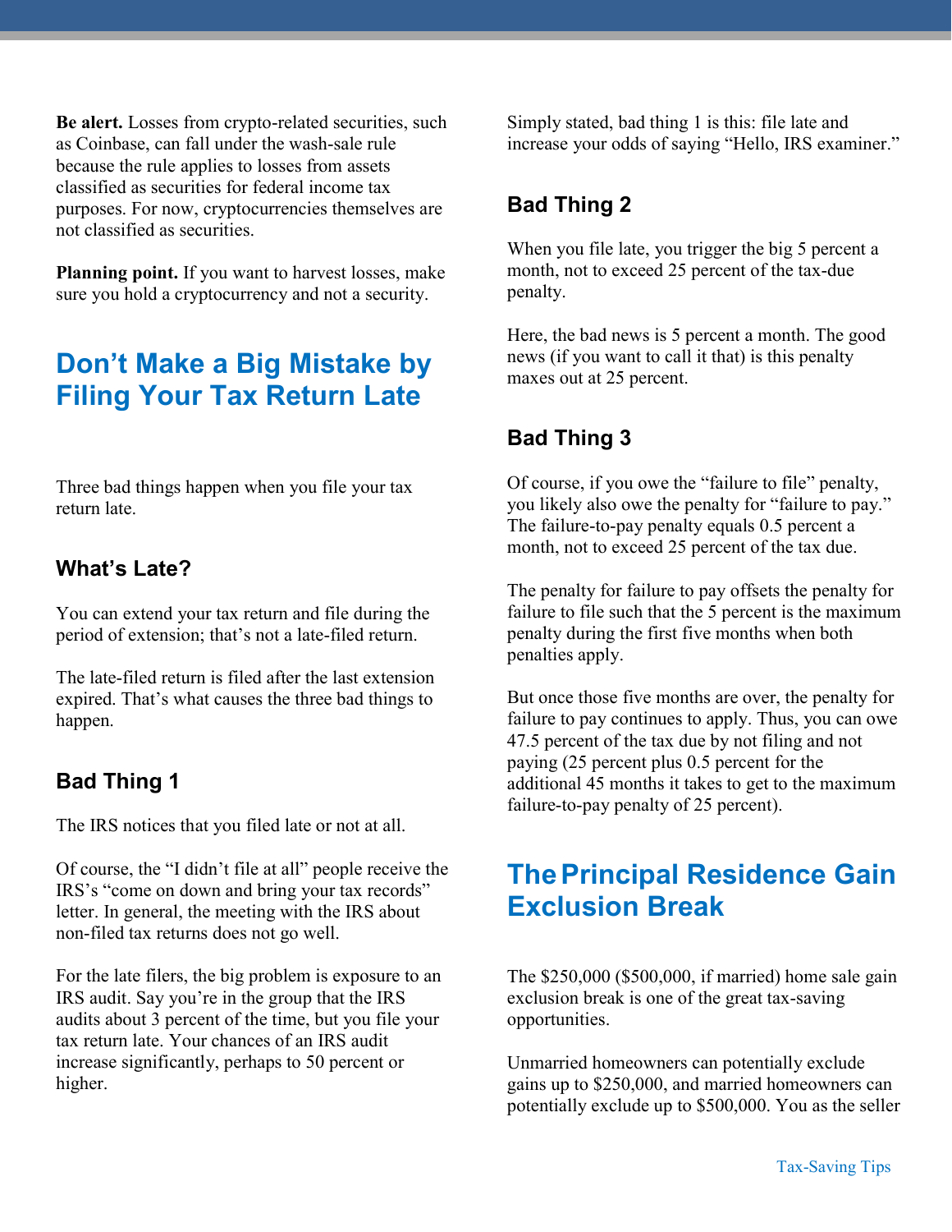**Be alert.** Losses from crypto-related securities, such as Coinbase, can fall under the wash-sale rule because the rule applies to losses from assets classified as securities for federal income tax purposes. For now, cryptocurrencies themselves are not classified as securities.

**Planning point.** If you want to harvest losses, make sure you hold a cryptocurrency and not a security.

## Don't Make a Big Mistake by Filing Your Tax Return Late

Three bad things happen when you file your tax return late.

### What's Late?

You can extend your tax return and file during the period of extension; that's not a late-filed return.

The late-filed return is filed after the last extension expired. That's what causes the three bad things to happen.

### Bad Thing 1

The IRS notices that you filed late or not at all.

Of course, the "I didn't file at all" people receive the IRS's "come on down and bring your tax records" letter. In general, the meeting with the IRS about non-filed tax returns does not go well.

For the late filers, the big problem is exposure to an IRS audit. Say you're in the group that the IRS audits about 3 percent of the time, but you file your tax return late. Your chances of an IRS audit increase significantly, perhaps to 50 percent or higher.

Simply stated, bad thing 1 is this: file late and increase your odds of saying "Hello, IRS examiner."

### Bad Thing 2

When you file late, you trigger the big 5 percent a month, not to exceed 25 percent of the tax-due penalty.

Here, the bad news is 5 percent a month. The good news (if you want to call it that) is this penalty maxes out at 25 percent.

### Bad Thing 3

Of course, if you owe the "failure to file" penalty, you likely also owe the penalty for "failure to pay." The failure-to-pay penalty equals 0.5 percent a month, not to exceed 25 percent of the tax due.

The penalty for failure to pay offsets the penalty for failure to file such that the 5 percent is the maximum penalty during the first five months when both penalties apply.

But once those five months are over, the penalty for failure to pay continues to apply. Thus, you can owe 47.5 percent of the tax due by not filing and not paying (25 percent plus 0.5 percent for the additional 45 months it takes to get to the maximum failure-to-pay penalty of 25 percent).

## The Principal Residence Gain Exclusion Break

The $250,000 ($500,000, if married) home sale gain exclusion break is one of the great tax-saving opportunities.

Unmarried homeowners can potentially exclude gains up to $250,000, and married homeowners can potentially exclude up to $500,000. You as the seller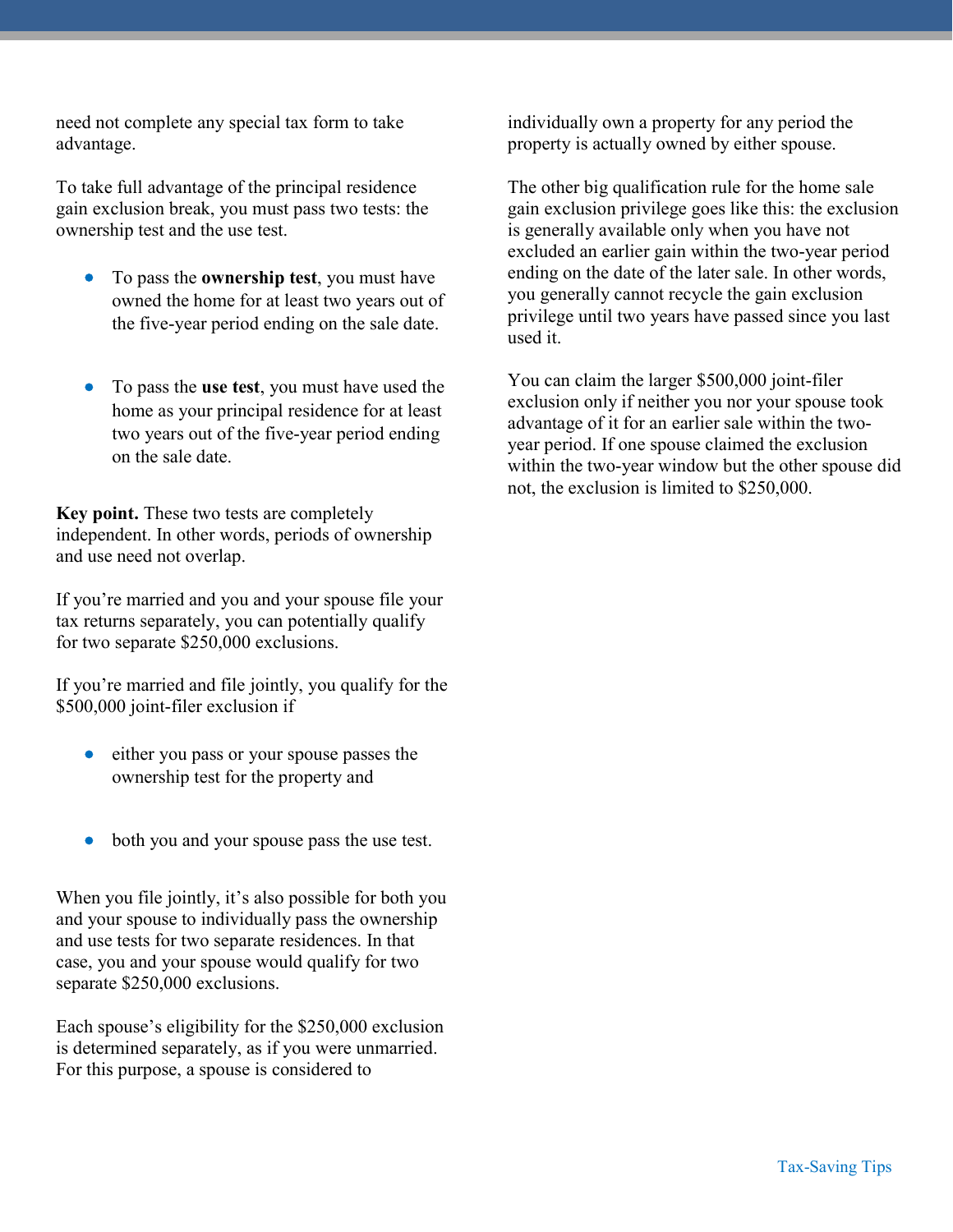need not complete any special tax form to take advantage.

To take full advantage of the principal residence gain exclusion break, you must pass two tests: the ownership test and the use test.

- To pass the **ownership test**, you must have owned the home for at least two years out of the five-year period ending on the sale date.

- To pass the **use test**, you must have used the home as your principal residence for at least two years out of the five-year period ending on the sale date.

**Key point.** These two tests are completely independent. In other words, periods of ownership and use need not overlap.

If you're married and you and your spouse file your tax returns separately, you can potentially qualify for two separate $250,000 exclusions.

If you're married and file jointly, you qualify for the $500,000 joint-filer exclusion if

- either you pass or your spouse passes the ownership test for the property and

- both you and your spouse pass the use test.

When you file jointly, it's also possible for both you and your spouse to individually pass the ownership and use tests for two separate residences. In that case, you and your spouse would qualify for two separate $250,000 exclusions.

Each spouse's eligibility for the $250,000 exclusion is determined separately, as if you were unmarried. For this purpose, a spouse is considered to individually own a property for any period the property is actually owned by either spouse.

The other big qualification rule for the home sale gain exclusion privilege goes like this: the exclusion is generally available only when you have not excluded an earlier gain within the two-year period ending on the date of the later sale. In other words, you generally cannot recycle the gain exclusion privilege until two years have passed since you last used it.

You can claim the larger $500,000 joint-filer exclusion only if neither you nor your spouse took advantage of it for an earlier sale within the two-year period. If one spouse claimed the exclusion within the two-year window but the other spouse did not, the exclusion is limited to $250,000.